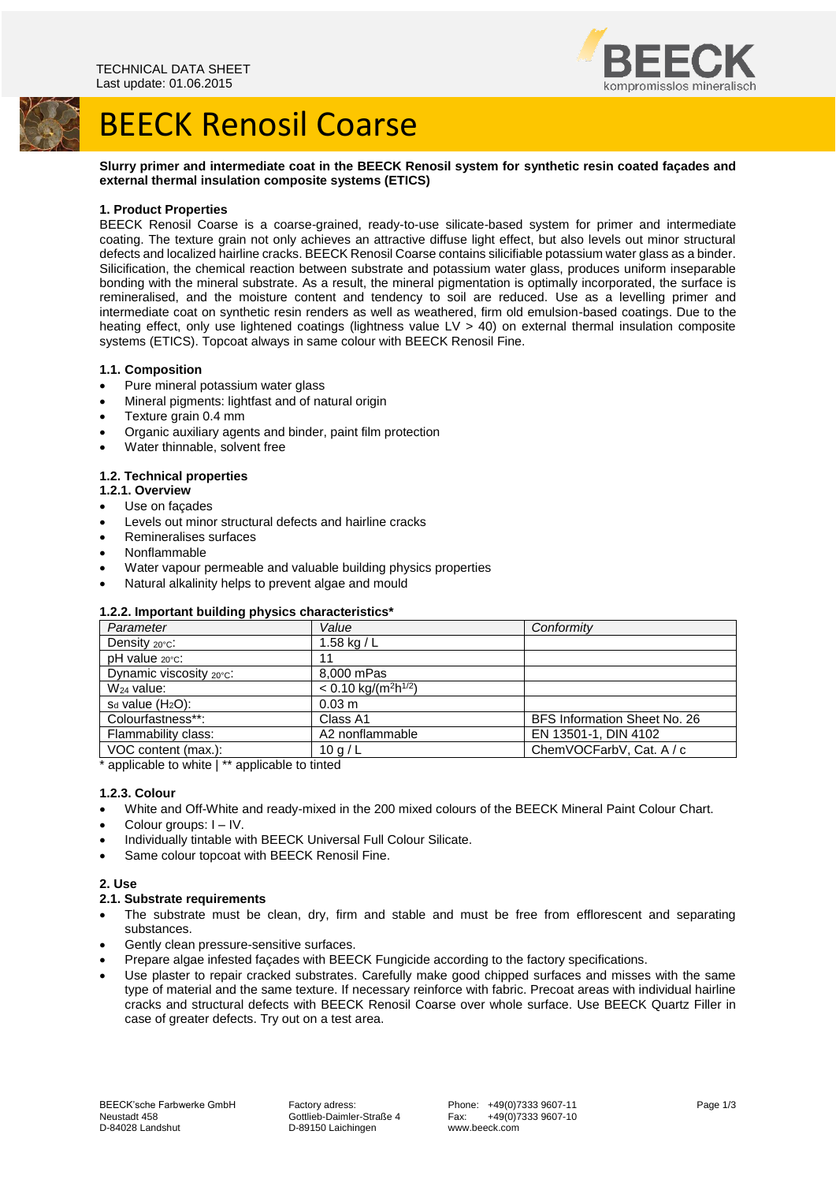TECHNICAL DATA SHEET
Last update: 01.06.2015

# BEECK Renosil Coarse

**Slurry primer and intermediate coat in the BEECK Renosil system for synthetic resin coated façades and external thermal insulation composite systems (ETICS)**

## 1. Product Properties

BEECK Renosil Coarse is a coarse-grained, ready-to-use silicate-based system for primer and intermediate coating. The texture grain not only achieves an attractive diffuse light effect, but also levels out minor structural defects and localized hairline cracks. BEECK Renosil Coarse contains silicifiable potassium water glass as a binder. Silicification, the chemical reaction between substrate and potassium water glass, produces uniform inseparable bonding with the mineral substrate. As a result, the mineral pigmentation is optimally incorporated, the surface is remineralised, and the moisture content and tendency to soil are reduced. Use as a levelling primer and intermediate coat on synthetic resin renders as well as weathered, firm old emulsion-based coatings. Due to the heating effect, only use lightened coatings (lightness value LV > 40) on external thermal insulation composite systems (ETICS). Topcoat always in same colour with BEECK Renosil Fine.

### 1.1. Composition

- Pure mineral potassium water glass
- Mineral pigments: lightfast and of natural origin
- Texture grain 0.4 mm
- Organic auxiliary agents and binder, paint film protection
- Water thinnable, solvent free

### 1.2. Technical properties

#### 1.2.1. Overview

- Use on façades
- Levels out minor structural defects and hairline cracks
- Remineralises surfaces
- Nonflammable
- Water vapour permeable and valuable building physics properties
- Natural alkalinity helps to prevent algae and mould

#### 1.2.2. Important building physics characteristics*

| *Parameter* | *Value* | *Conformity* |
|---|---|---|
| Density $_{20°C}$: | 1.58 kg / L | |
| pH value $_{20°C}$: | 11 | |
| Dynamic viscosity $_{20°C}$: | 8,000 mPas | |
| $W_{24}$ value: | < 0.10 kg/($m^2h^{1/2}$) | |
| $s_d$ value ($H_2O$): | 0.03 m | |
| Colourfastness**: | Class A1 | BFS Information Sheet No. 26 |
| Flammability class: | A2 nonflammable | EN 13501-1, DIN 4102 |
| VOC content (max.): | 10 g / L | ChemVOCFarbV, Cat. A / c |

\* applicable to white | ** applicable to tinted

#### 1.2.3. Colour

- White and Off-White and ready-mixed in the 200 mixed colours of the BEECK Mineral Paint Colour Chart.
- Colour groups: I – IV.
- Individually tintable with BEECK Universal Full Colour Silicate.
- Same colour topcoat with BEECK Renosil Fine.

## 2. Use

### 2.1. Substrate requirements

- The substrate must be clean, dry, firm and stable and must be free from efflorescent and separating substances.
- Gently clean pressure-sensitive surfaces.
- Prepare algae infested façades with BEECK Fungicide according to the factory specifications.
- Use plaster to repair cracked substrates. Carefully make good chipped surfaces and misses with the same type of material and the same texture. If necessary reinforce with fabric. Precoat areas with individual hairline cracks and structural defects with BEECK Renosil Coarse over whole surface. Use BEECK Quartz Filler in case of greater defects. Try out on a test area.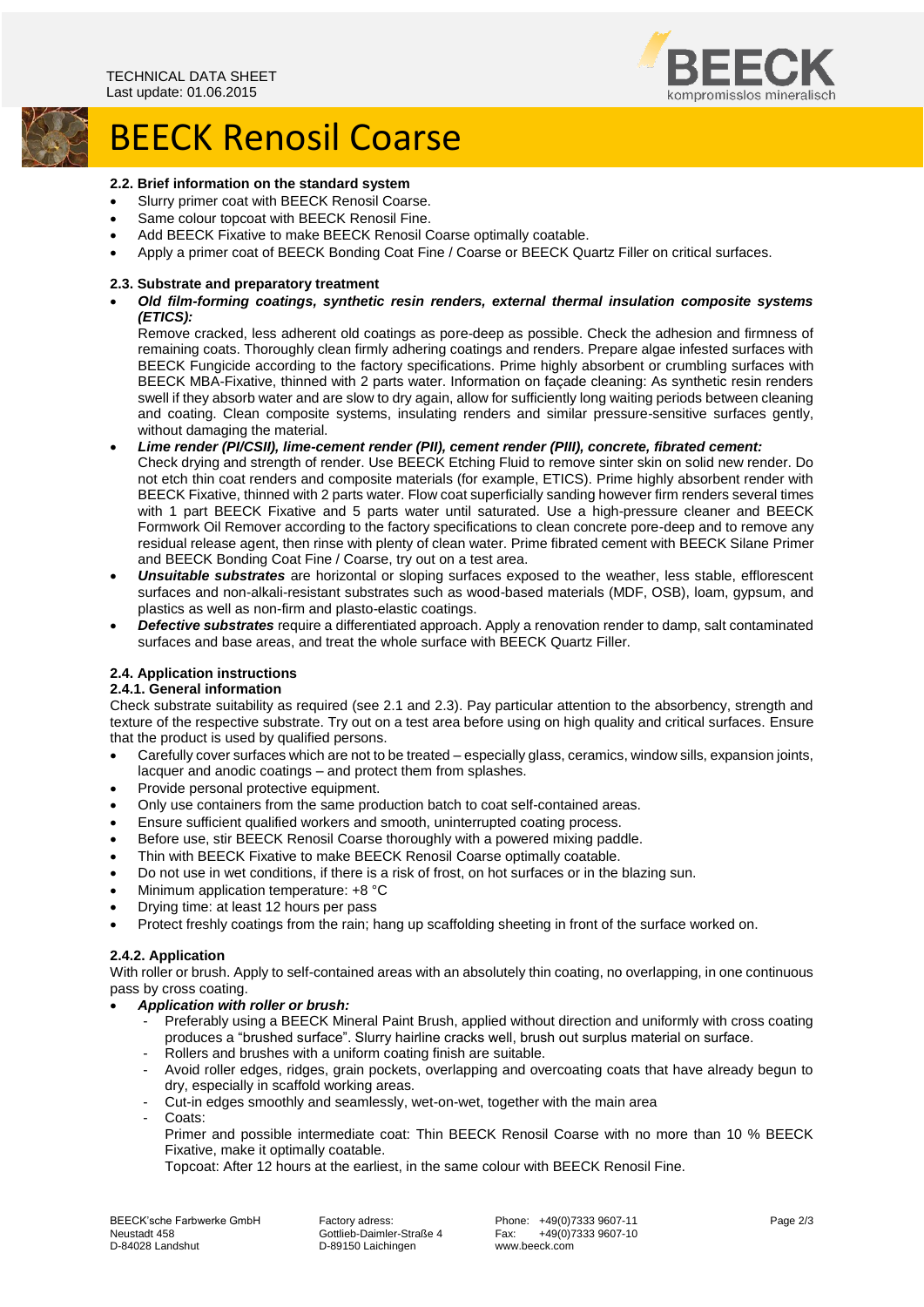# BEECK Renosil Coarse

### 2.2. Brief information on the standard system

- Slurry primer coat with BEECK Renosil Coarse.
- Same colour topcoat with BEECK Renosil Fine.
- Add BEECK Fixative to make BEECK Renosil Coarse optimally coatable.
- Apply a primer coat of BEECK Bonding Coat Fine / Coarse or BEECK Quartz Filler on critical surfaces.

### 2.3. Substrate and preparatory treatment

- ***Old film-forming coatings, synthetic resin renders, external thermal insulation composite systems (ETICS):***
  Remove cracked, less adherent old coatings as pore-deep as possible. Check the adhesion and firmness of remaining coats. Thoroughly clean firmly adhering coatings and renders. Prepare algae infested surfaces with BEECK Fungicide according to the factory specifications. Prime highly absorbent or crumbling surfaces with BEECK MBA-Fixative, thinned with 2 parts water. Information on façade cleaning: As synthetic resin renders swell if they absorb water and are slow to dry again, allow for sufficiently long waiting periods between cleaning and coating. Clean composite systems, insulating renders and similar pressure-sensitive surfaces gently, without damaging the material.
- ***Lime render (PI/CSII), lime-cement render (PII), cement render (PIII), concrete, fibrated cement:***
  Check drying and strength of render. Use BEECK Etching Fluid to remove sinter skin on solid new render. Do not etch thin coat renders and composite materials (for example, ETICS). Prime highly absorbent render with BEECK Fixative, thinned with 2 parts water. Flow coat superficially sanding however firm renders several times with 1 part BEECK Fixative and 5 parts water until saturated. Use a high-pressure cleaner and BEECK Formwork Oil Remover according to the factory specifications to clean concrete pore-deep and to remove any residual release agent, then rinse with plenty of clean water. Prime fibrated cement with BEECK Silane Primer and BEECK Bonding Coat Fine / Coarse, try out on a test area.
- ***Unsuitable substrates*** are horizontal or sloping surfaces exposed to the weather, less stable, efflorescent surfaces and non-alkali-resistant substrates such as wood-based materials (MDF, OSB), loam, gypsum, and plastics as well as non-firm and plasto-elastic coatings.
- ***Defective substrates*** require a differentiated approach. Apply a renovation render to damp, salt contaminated surfaces and base areas, and treat the whole surface with BEECK Quartz Filler.

### 2.4. Application instructions

#### 2.4.1. General information

Check substrate suitability as required (see 2.1 and 2.3). Pay particular attention to the absorbency, strength and texture of the respective substrate. Try out on a test area before using on high quality and critical surfaces. Ensure that the product is used by qualified persons.

- Carefully cover surfaces which are not to be treated – especially glass, ceramics, window sills, expansion joints, lacquer and anodic coatings – and protect them from splashes.
- Provide personal protective equipment.
- Only use containers from the same production batch to coat self-contained areas.
- Ensure sufficient qualified workers and smooth, uninterrupted coating process.
- Before use, stir BEECK Renosil Coarse thoroughly with a powered mixing paddle.
- Thin with BEECK Fixative to make BEECK Renosil Coarse optimally coatable.
- Do not use in wet conditions, if there is a risk of frost, on hot surfaces or in the blazing sun.
- Minimum application temperature: +8 °C
- Drying time: at least 12 hours per pass
- Protect freshly coatings from the rain; hang up scaffolding sheeting in front of the surface worked on.

#### 2.4.2. Application

With roller or brush. Apply to self-contained areas with an absolutely thin coating, no overlapping, in one continuous pass by cross coating.

- ***Application with roller or brush:***
  - Preferably using a BEECK Mineral Paint Brush, applied without direction and uniformly with cross coating produces a "brushed surface". Slurry hairline cracks well, brush out surplus material on surface.
  - Rollers and brushes with a uniform coating finish are suitable.
  - Avoid roller edges, ridges, grain pockets, overlapping and overcoating coats that have already begun to dry, especially in scaffold working areas.
  - Cut-in edges smoothly and seamlessly, wet-on-wet, together with the main area
  - Coats:
    Primer and possible intermediate coat: Thin BEECK Renosil Coarse with no more than 10 % BEECK Fixative, make it optimally coatable.
    Topcoat: After 12 hours at the earliest, in the same colour with BEECK Renosil Fine.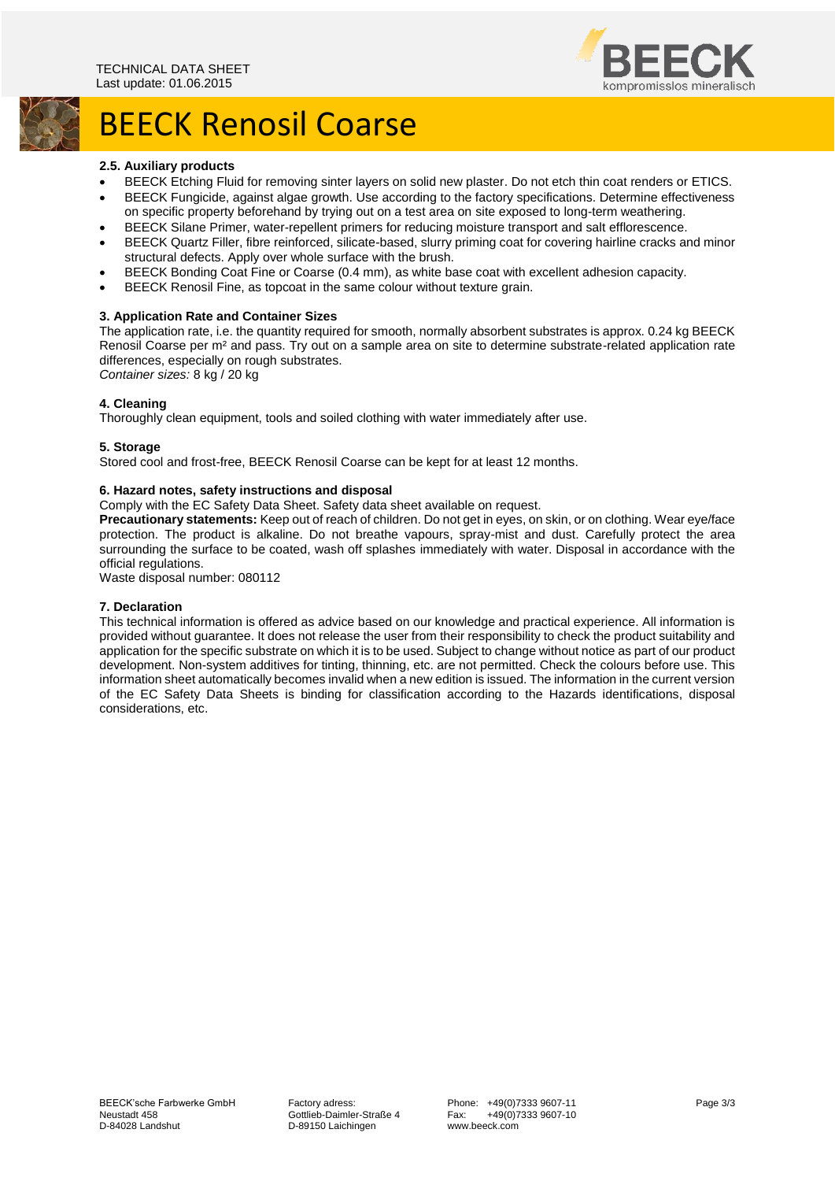# BEECK Renosil Coarse

### 2.5. Auxiliary products

- BEECK Etching Fluid for removing sinter layers on solid new plaster. Do not etch thin coat renders or ETICS.
- BEECK Fungicide, against algae growth. Use according to the factory specifications. Determine effectiveness on specific property beforehand by trying out on a test area on site exposed to long-term weathering.
- BEECK Silane Primer, water-repellent primers for reducing moisture transport and salt efflorescence.
- BEECK Quartz Filler, fibre reinforced, silicate-based, slurry priming coat for covering hairline cracks and minor structural defects. Apply over whole surface with the brush.
- BEECK Bonding Coat Fine or Coarse (0.4 mm), as white base coat with excellent adhesion capacity.
- BEECK Renosil Fine, as topcoat in the same colour without texture grain.

### 3. Application Rate and Container Sizes

The application rate, i.e. the quantity required for smooth, normally absorbent substrates is approx. 0.24 kg BEECK Renosil Coarse per m² and pass. Try out on a sample area on site to determine substrate-related application rate differences, especially on rough substrates.
*Container sizes:* 8 kg / 20 kg

### 4. Cleaning

Thoroughly clean equipment, tools and soiled clothing with water immediately after use.

### 5. Storage

Stored cool and frost-free, BEECK Renosil Coarse can be kept for at least 12 months.

### 6. Hazard notes, safety instructions and disposal

Comply with the EC Safety Data Sheet. Safety data sheet available on request.
**Precautionary statements:** Keep out of reach of children. Do not get in eyes, on skin, or on clothing. Wear eye/face protection. The product is alkaline. Do not breathe vapours, spray-mist and dust. Carefully protect the area surrounding the surface to be coated, wash off splashes immediately with water. Disposal in accordance with the official regulations.
Waste disposal number: 080112

### 7. Declaration

This technical information is offered as advice based on our knowledge and practical experience. All information is provided without guarantee. It does not release the user from their responsibility to check the product suitability and application for the specific substrate on which it is to be used. Subject to change without notice as part of our product development. Non-system additives for tinting, thinning, etc. are not permitted. Check the colours before use. This information sheet automatically becomes invalid when a new edition is issued. The information in the current version of the EC Safety Data Sheets is binding for classification according to the Hazards identifications, disposal considerations, etc.

BEECK'sche Farbwerke GmbH
Neustadt 458
D-84028 Landshut

Factory adress:
Gottlieb-Daimler-Straße 4
D-89150 Laichingen

Phone: +49(0)7333 9607-11
Fax: +49(0)7333 9607-10
www.beeck.com